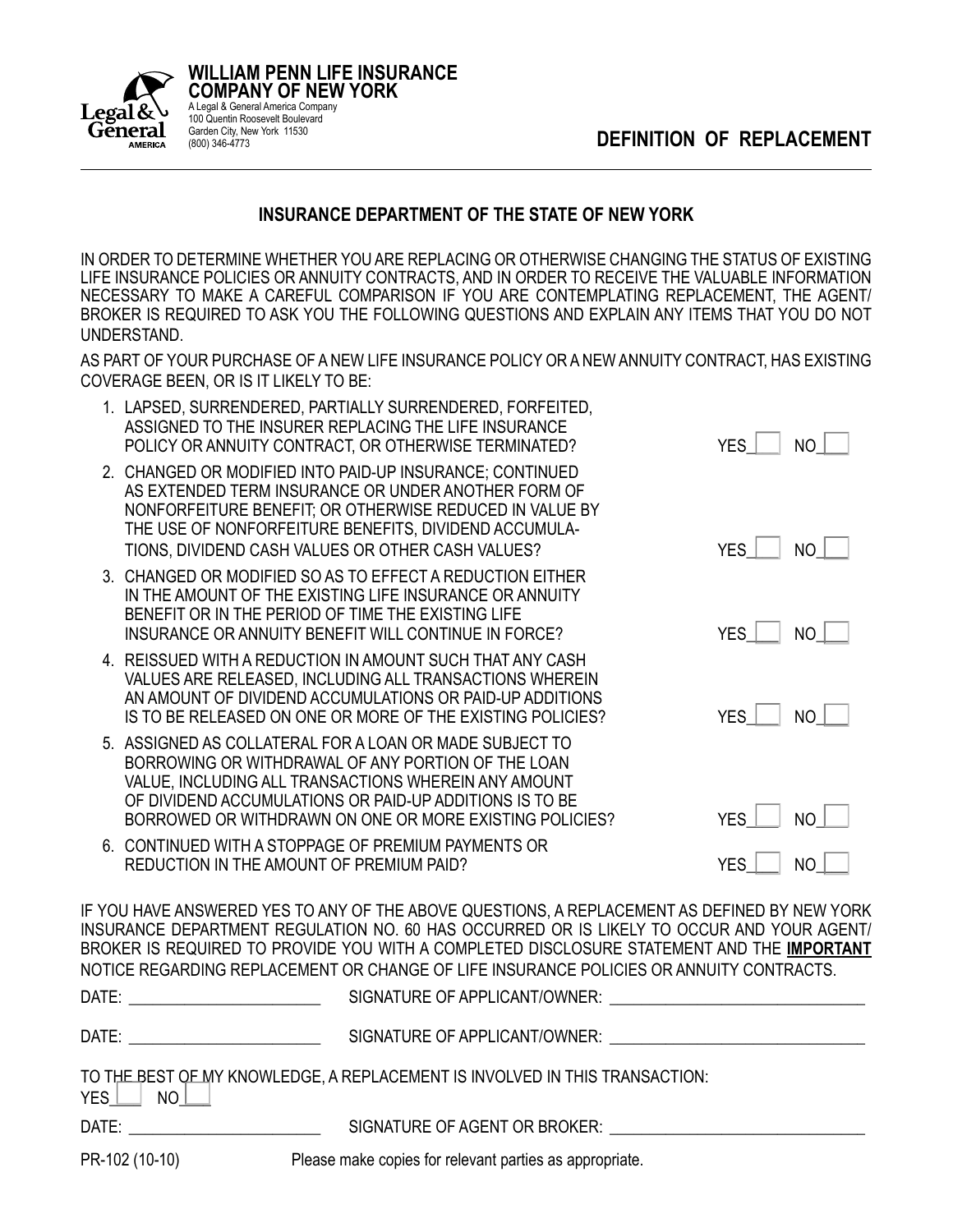**WILLIAM PENN LIFE INSURANCE COMPANY OF NEW YORK**
A Legal & General America Company
100 Quentin Roosevelt Boulevard
Garden City, New York 11530
(800) 346-4773

# DEFINITION OF REPLACEMENT

## INSURANCE DEPARTMENT OF THE STATE OF NEW YORK

IN ORDER TO DETERMINE WHETHER YOU ARE REPLACING OR OTHERWISE CHANGING THE STATUS OF EXISTING LIFE INSURANCE POLICIES OR ANNUITY CONTRACTS, AND IN ORDER TO RECEIVE THE VALUABLE INFORMATION NECESSARY TO MAKE A CAREFUL COMPARISON IF YOU ARE CONTEMPLATING REPLACEMENT, THE AGENT/ BROKER IS REQUIRED TO ASK YOU THE FOLLOWING QUESTIONS AND EXPLAIN ANY ITEMS THAT YOU DO NOT UNDERSTAND.

AS PART OF YOUR PURCHASE OF A NEW LIFE INSURANCE POLICY OR A NEW ANNUITY CONTRACT, HAS EXISTING COVERAGE BEEN, OR IS IT LIKELY TO BE:

1. LAPSED, SURRENDERED, PARTIALLY SURRENDERED, FORFEITED, ASSIGNED TO THE INSURER REPLACING THE LIFE INSURANCE POLICY OR ANNUITY CONTRACT, OR OTHERWISE TERMINATED? YES ☐ NO ☐
2. CHANGED OR MODIFIED INTO PAID-UP INSURANCE; CONTINUED AS EXTENDED TERM INSURANCE OR UNDER ANOTHER FORM OF NONFORFEITURE BENEFIT; OR OTHERWISE REDUCED IN VALUE BY THE USE OF NONFORFEITURE BENEFITS, DIVIDEND ACCUMULATIONS, DIVIDEND CASH VALUES OR OTHER CASH VALUES? YES ☐ NO ☐
3. CHANGED OR MODIFIED SO AS TO EFFECT A REDUCTION EITHER IN THE AMOUNT OF THE EXISTING LIFE INSURANCE OR ANNUITY BENEFIT OR IN THE PERIOD OF TIME THE EXISTING LIFE INSURANCE OR ANNUITY BENEFIT WILL CONTINUE IN FORCE? YES ☐ NO ☐
4. REISSUED WITH A REDUCTION IN AMOUNT SUCH THAT ANY CASH VALUES ARE RELEASED, INCLUDING ALL TRANSACTIONS WHEREIN AN AMOUNT OF DIVIDEND ACCUMULATIONS OR PAID-UP ADDITIONS IS TO BE RELEASED ON ONE OR MORE OF THE EXISTING POLICIES? YES ☐ NO ☐
5. ASSIGNED AS COLLATERAL FOR A LOAN OR MADE SUBJECT TO BORROWING OR WITHDRAWAL OF ANY PORTION OF THE LOAN VALUE, INCLUDING ALL TRANSACTIONS WHEREIN ANY AMOUNT OF DIVIDEND ACCUMULATIONS OR PAID-UP ADDITIONS IS TO BE BORROWED OR WITHDRAWN ON ONE OR MORE EXISTING POLICIES? YES ☐ NO ☐
6. CONTINUED WITH A STOPPAGE OF PREMIUM PAYMENTS OR REDUCTION IN THE AMOUNT OF PREMIUM PAID? YES ☐ NO ☐

IF YOU HAVE ANSWERED YES TO ANY OF THE ABOVE QUESTIONS, A REPLACEMENT AS DEFINED BY NEW YORK INSURANCE DEPARTMENT REGULATION NO. 60 HAS OCCURRED OR IS LIKELY TO OCCUR AND YOUR AGENT/ BROKER IS REQUIRED TO PROVIDE YOU WITH A COMPLETED DISCLOSURE STATEMENT AND THE **IMPORTANT** NOTICE REGARDING REPLACEMENT OR CHANGE OF LIFE INSURANCE POLICIES OR ANNUITY CONTRACTS.

DATE: ______________________ SIGNATURE OF APPLICANT/OWNER: ______________________________

DATE: ______________________ SIGNATURE OF APPLICANT/OWNER: ______________________________

TO THE BEST OF MY KNOWLEDGE, A REPLACEMENT IS INVOLVED IN THIS TRANSACTION:
YES ☐ NO ☐

DATE: ______________________ SIGNATURE OF AGENT OR BROKER: ______________________________

PR-102 (10-10) Please make copies for relevant parties as appropriate.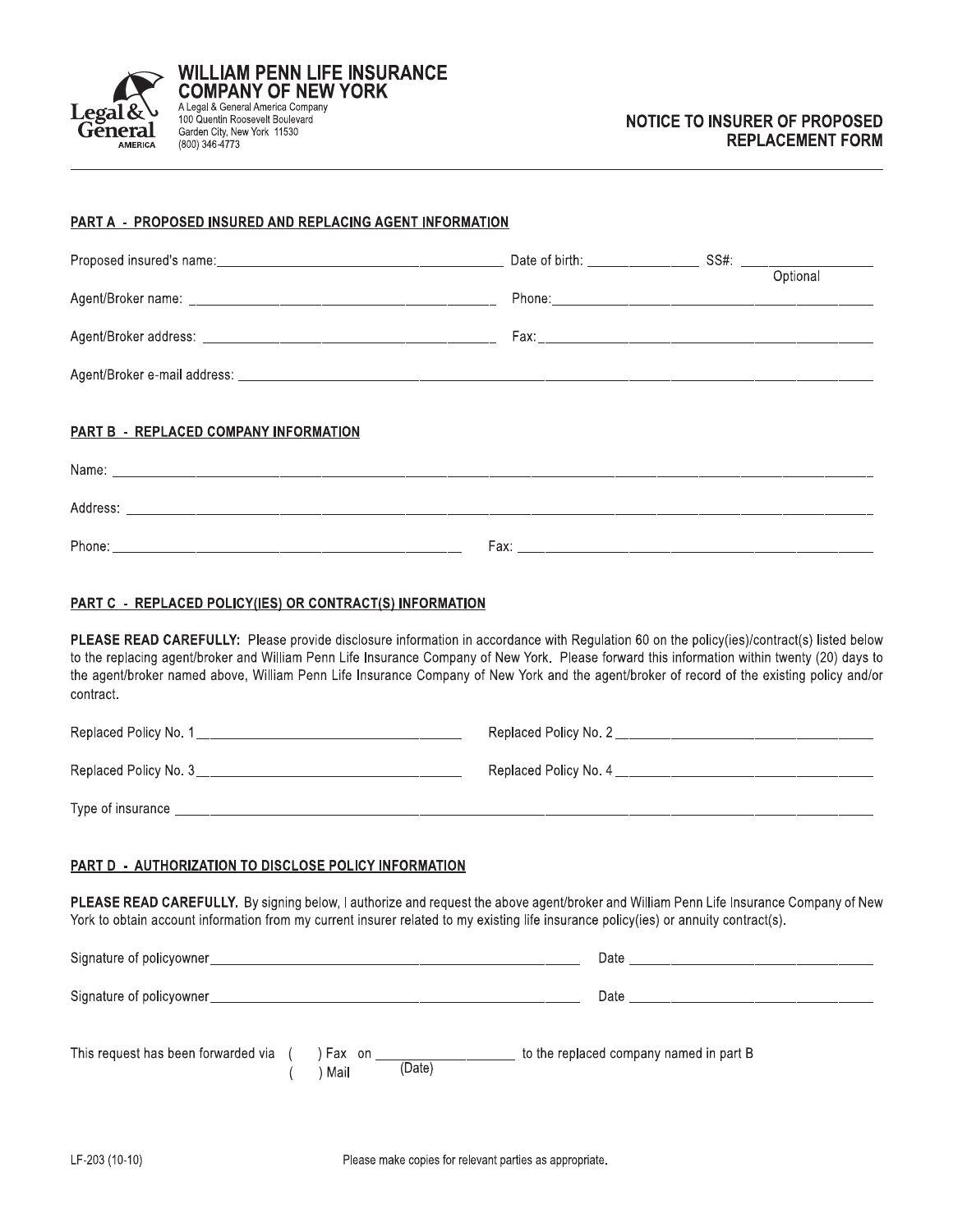**WILLIAM PENN LIFE INSURANCE COMPANY OF NEW YORK**
A Legal & General America Company
100 Quentin Roosevelt Boulevard
Garden City, New York 11530
(800) 346-4773

# NOTICE TO INSURER OF PROPOSED REPLACEMENT FORM

## PART A - PROPOSED INSURED AND REPLACING AGENT INFORMATION

Proposed insured's name: ______________________ Date of birth: ____________ SS#: ____________ (Optional)

Agent/Broker name: ______________________ Phone: ______________________

Agent/Broker address: ______________________ Fax: ______________________

Agent/Broker e-mail address: ______________________

## PART B - REPLACED COMPANY INFORMATION

Name: ______________________

Address: ______________________

Phone: ______________________ Fax: ______________________

## PART C - REPLACED POLICY(IES) OR CONTRACT(S) INFORMATION

**PLEASE READ CAREFULLY:** Please provide disclosure information in accordance with Regulation 60 on the policy(ies)/contract(s) listed below to the replacing agent/broker and William Penn Life Insurance Company of New York. Please forward this information within twenty (20) days to the agent/broker named above, William Penn Life Insurance Company of New York and the agent/broker of record of the existing policy and/or contract.

Replaced Policy No. 1 ______________________ Replaced Policy No. 2 ______________________

Replaced Policy No. 3 ______________________ Replaced Policy No. 4 ______________________

Type of insurance ______________________

## PART D - AUTHORIZATION TO DISCLOSE POLICY INFORMATION

**PLEASE READ CAREFULLY.** By signing below, I authorize and request the above agent/broker and William Penn Life Insurance Company of New York to obtain account information from my current insurer related to my existing life insurance policy(ies) or annuity contract(s).

Signature of policyowner ______________________ Date ______________________

Signature of policyowner ______________________ Date ______________________

This request has been forwarded via ( ) Fax ( ) Mail on ____________ (Date) to the replaced company named in part B

LF-203 (10-10)

Please make copies for relevant parties as appropriate.